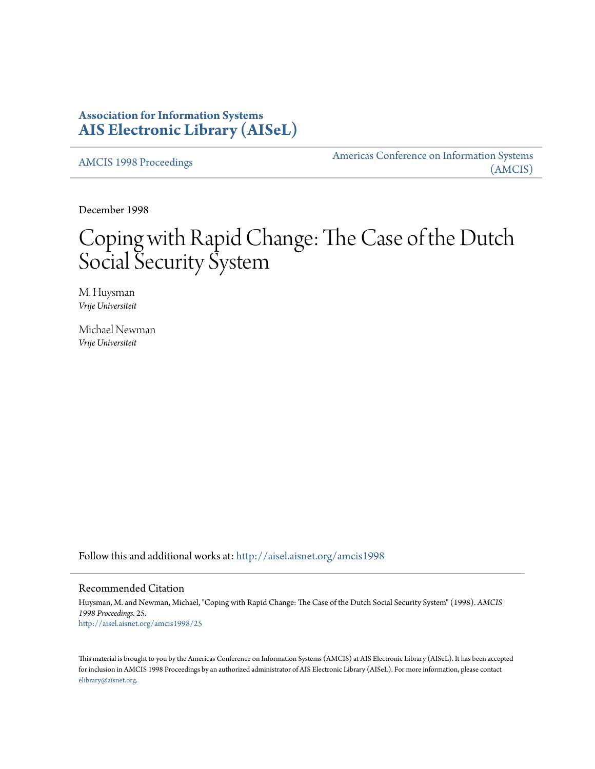**Association for Information Systems**
**AIS Electronic Library (AISeL)**

AMCIS 1998 Proceedings

Americas Conference on Information Systems (AMCIS)

December 1998

# Coping with Rapid Change: The Case of the Dutch Social Security System

M. Huysman
*Vrije Universiteit*

Michael Newman
*Vrije Universiteit*

Follow this and additional works at: http://aisel.aisnet.org/amcis1998

## Recommended Citation

Huysman, M. and Newman, Michael, "Coping with Rapid Change: The Case of the Dutch Social Security System" (1998). *AMCIS 1998 Proceedings*. 25.
http://aisel.aisnet.org/amcis1998/25

This material is brought to you by the Americas Conference on Information Systems (AMCIS) at AIS Electronic Library (AISeL). It has been accepted for inclusion in AMCIS 1998 Proceedings by an authorized administrator of AIS Electronic Library (AISeL). For more information, please contact elibrary@aisnet.org.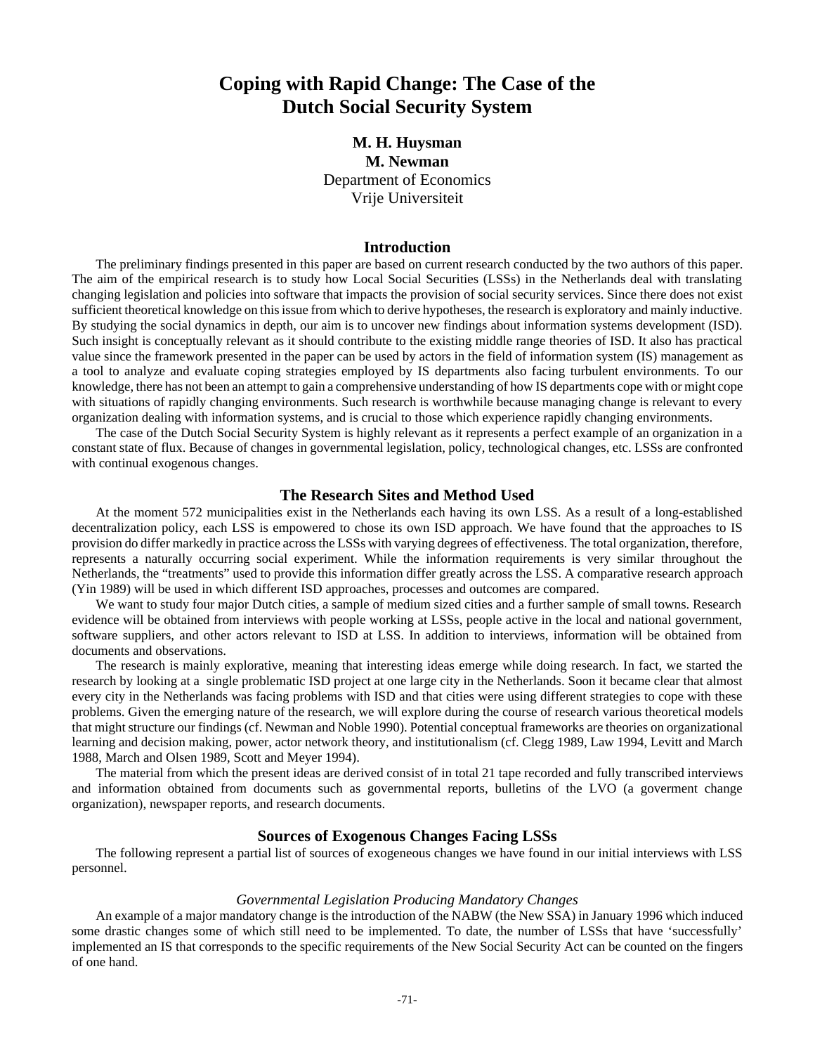# Coping with Rapid Change: The Case of the Dutch Social Security System

**M. H. Huysman**
**M. Newman**
Department of Economics
Vrije Universiteit

## Introduction

The preliminary findings presented in this paper are based on current research conducted by the two authors of this paper. The aim of the empirical research is to study how Local Social Securities (LSSs) in the Netherlands deal with translating changing legislation and policies into software that impacts the provision of social security services. Since there does not exist sufficient theoretical knowledge on this issue from which to derive hypotheses, the research is exploratory and mainly inductive. By studying the social dynamics in depth, our aim is to uncover new findings about information systems development (ISD). Such insight is conceptually relevant as it should contribute to the existing middle range theories of ISD. It also has practical value since the framework presented in the paper can be used by actors in the field of information system (IS) management as a tool to analyze and evaluate coping strategies employed by IS departments also facing turbulent environments. To our knowledge, there has not been an attempt to gain a comprehensive understanding of how IS departments cope with or might cope with situations of rapidly changing environments. Such research is worthwhile because managing change is relevant to every organization dealing with information systems, and is crucial to those which experience rapidly changing environments.

The case of the Dutch Social Security System is highly relevant as it represents a perfect example of an organization in a constant state of flux. Because of changes in governmental legislation, policy, technological changes, etc. LSSs are confronted with continual exogenous changes.

## The Research Sites and Method Used

At the moment 572 municipalities exist in the Netherlands each having its own LSS. As a result of a long-established decentralization policy, each LSS is empowered to chose its own ISD approach. We have found that the approaches to IS provision do differ markedly in practice across the LSSs with varying degrees of effectiveness. The total organization, therefore, represents a naturally occurring social experiment. While the information requirements is very similar throughout the Netherlands, the "treatments" used to provide this information differ greatly across the LSS. A comparative research approach (Yin 1989) will be used in which different ISD approaches, processes and outcomes are compared.

We want to study four major Dutch cities, a sample of medium sized cities and a further sample of small towns. Research evidence will be obtained from interviews with people working at LSSs, people active in the local and national government, software suppliers, and other actors relevant to ISD at LSS. In addition to interviews, information will be obtained from documents and observations.

The research is mainly explorative, meaning that interesting ideas emerge while doing research. In fact, we started the research by looking at a single problematic ISD project at one large city in the Netherlands. Soon it became clear that almost every city in the Netherlands was facing problems with ISD and that cities were using different strategies to cope with these problems. Given the emerging nature of the research, we will explore during the course of research various theoretical models that might structure our findings (cf. Newman and Noble 1990). Potential conceptual frameworks are theories on organizational learning and decision making, power, actor network theory, and institutionalism (cf. Clegg 1989, Law 1994, Levitt and March 1988, March and Olsen 1989, Scott and Meyer 1994).

The material from which the present ideas are derived consist of in total 21 tape recorded and fully transcribed interviews and information obtained from documents such as governmental reports, bulletins of the LVO (a goverment change organization), newspaper reports, and research documents.

## Sources of Exogenous Changes Facing LSSs

The following represent a partial list of sources of exogeneous changes we have found in our initial interviews with LSS personnel.

### *Governmental Legislation Producing Mandatory Changes*

An example of a major mandatory change is the introduction of the NABW (the New SSA) in January 1996 which induced some drastic changes some of which still need to be implemented. To date, the number of LSSs that have 'successfully' implemented an IS that corresponds to the specific requirements of the New Social Security Act can be counted on the fingers of one hand.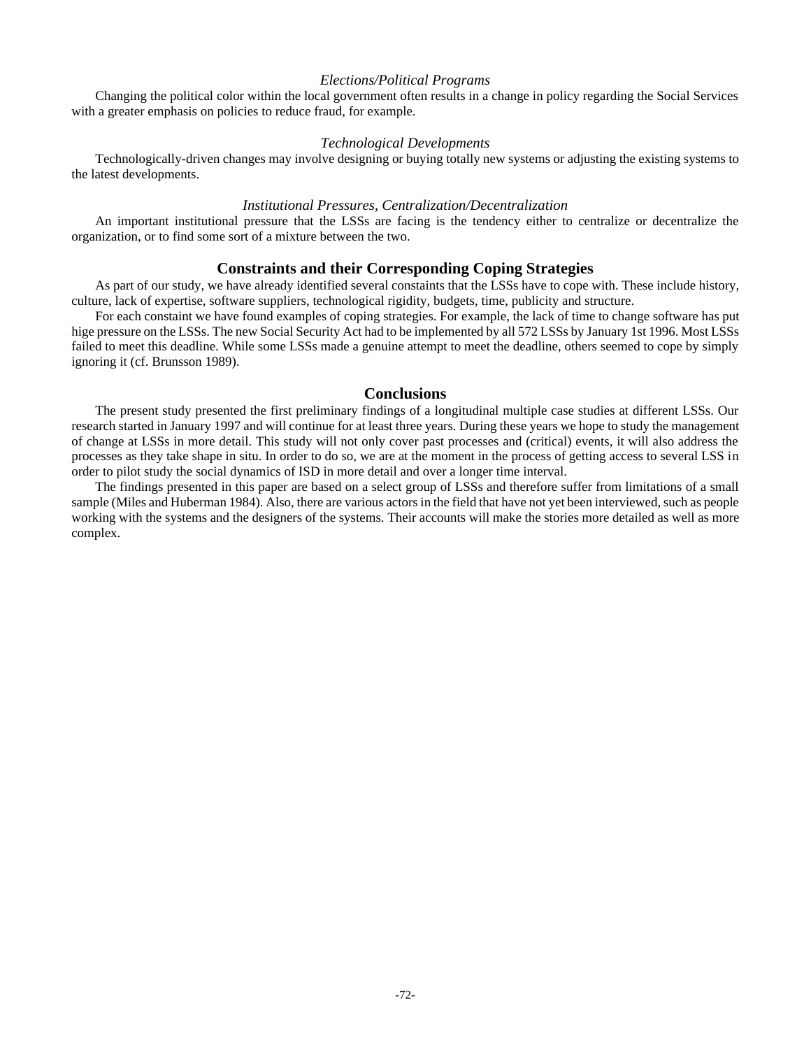### *Elections/Political Programs*

Changing the political color within the local government often results in a change in policy regarding the Social Services with a greater emphasis on policies to reduce fraud, for example.

### *Technological Developments*

Technologically-driven changes may involve designing or buying totally new systems or adjusting the existing systems to the latest developments.

### *Institutional Pressures, Centralization/Decentralization*

An important institutional pressure that the LSSs are facing is the tendency either to centralize or decentralize the organization, or to find some sort of a mixture between the two.

## Constraints and their Corresponding Coping Strategies

As part of our study, we have already identified several constaints that the LSSs have to cope with. These include history, culture, lack of expertise, software suppliers, technological rigidity, budgets, time, publicity and structure.

For each constaint we have found examples of coping strategies. For example, the lack of time to change software has put hige pressure on the LSSs. The new Social Security Act had to be implemented by all 572 LSSs by January 1st 1996. Most LSSs failed to meet this deadline. While some LSSs made a genuine attempt to meet the deadline, others seemed to cope by simply ignoring it (cf. Brunsson 1989).

## Conclusions

The present study presented the first preliminary findings of a longitudinal multiple case studies at different LSSs. Our research started in January 1997 and will continue for at least three years. During these years we hope to study the management of change at LSSs in more detail. This study will not only cover past processes and (critical) events, it will also address the processes as they take shape in situ. In order to do so, we are at the moment in the process of getting access to several LSS in order to pilot study the social dynamics of ISD in more detail and over a longer time interval.

The findings presented in this paper are based on a select group of LSSs and therefore suffer from limitations of a small sample (Miles and Huberman 1984). Also, there are various actors in the field that have not yet been interviewed, such as people working with the systems and the designers of the systems. Their accounts will make the stories more detailed as well as more complex.